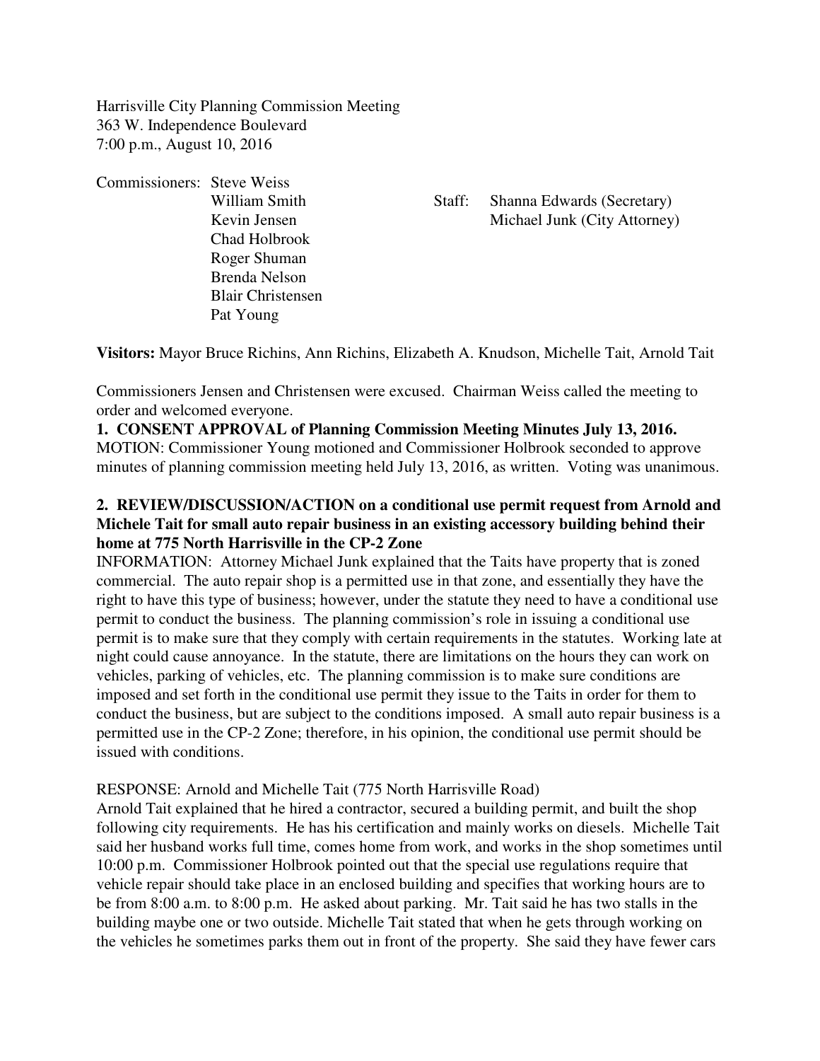Harrisville City Planning Commission Meeting
363 W. Independence Boulevard
7:00 p.m., August 10, 2016

Commissioners: Steve Weiss
William Smith
Kevin Jensen
Chad Holbrook
Roger Shuman
Brenda Nelson
Blair Christensen
Pat Young

Staff: Shanna Edwards (Secretary)
Michael Junk (City Attorney)

**Visitors:** Mayor Bruce Richins, Ann Richins, Elizabeth A. Knudson, Michelle Tait, Arnold Tait

Commissioners Jensen and Christensen were excused. Chairman Weiss called the meeting to order and welcomed everyone.

**1. CONSENT APPROVAL of Planning Commission Meeting Minutes July 13, 2016.**
MOTION: Commissioner Young motioned and Commissioner Holbrook seconded to approve minutes of planning commission meeting held July 13, 2016, as written. Voting was unanimous.

**2. REVIEW/DISCUSSION/ACTION on a conditional use permit request from Arnold and Michele Tait for small auto repair business in an existing accessory building behind their home at 775 North Harrisville in the CP-2 Zone**

INFORMATION: Attorney Michael Junk explained that the Taits have property that is zoned commercial. The auto repair shop is a permitted use in that zone, and essentially they have the right to have this type of business; however, under the statute they need to have a conditional use permit to conduct the business. The planning commission's role in issuing a conditional use permit is to make sure that they comply with certain requirements in the statutes. Working late at night could cause annoyance. In the statute, there are limitations on the hours they can work on vehicles, parking of vehicles, etc. The planning commission is to make sure conditions are imposed and set forth in the conditional use permit they issue to the Taits in order for them to conduct the business, but are subject to the conditions imposed. A small auto repair business is a permitted use in the CP-2 Zone; therefore, in his opinion, the conditional use permit should be issued with conditions.

RESPONSE: Arnold and Michelle Tait (775 North Harrisville Road)
Arnold Tait explained that he hired a contractor, secured a building permit, and built the shop following city requirements. He has his certification and mainly works on diesels. Michelle Tait said her husband works full time, comes home from work, and works in the shop sometimes until 10:00 p.m. Commissioner Holbrook pointed out that the special use regulations require that vehicle repair should take place in an enclosed building and specifies that working hours are to be from 8:00 a.m. to 8:00 p.m. He asked about parking. Mr. Tait said he has two stalls in the building maybe one or two outside. Michelle Tait stated that when he gets through working on the vehicles he sometimes parks them out in front of the property. She said they have fewer cars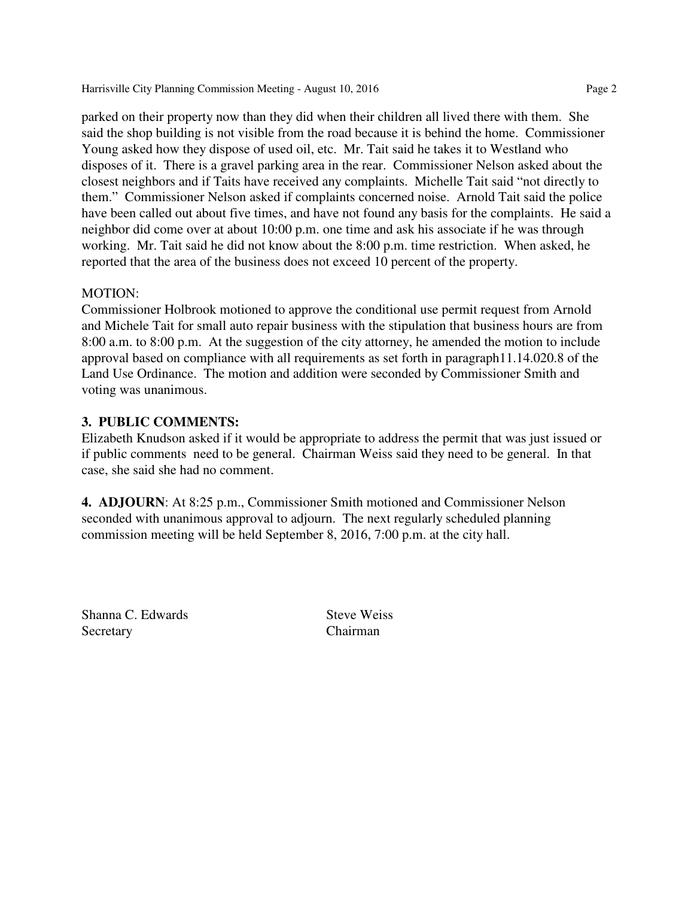parked on their property now than they did when their children all lived there with them. She said the shop building is not visible from the road because it is behind the home. Commissioner Young asked how they dispose of used oil, etc. Mr. Tait said he takes it to Westland who disposes of it. There is a gravel parking area in the rear. Commissioner Nelson asked about the closest neighbors and if Taits have received any complaints. Michelle Tait said "not directly to them." Commissioner Nelson asked if complaints concerned noise. Arnold Tait said the police have been called out about five times, and have not found any basis for the complaints. He said a neighbor did come over at about 10:00 p.m. one time and ask his associate if he was through working. Mr. Tait said he did not know about the 8:00 p.m. time restriction. When asked, he reported that the area of the business does not exceed 10 percent of the property.

MOTION:
Commissioner Holbrook motioned to approve the conditional use permit request from Arnold and Michele Tait for small auto repair business with the stipulation that business hours are from 8:00 a.m. to 8:00 p.m. At the suggestion of the city attorney, he amended the motion to include approval based on compliance with all requirements as set forth in paragraph11.14.020.8 of the Land Use Ordinance. The motion and addition were seconded by Commissioner Smith and voting was unanimous.

**3. PUBLIC COMMENTS:**
Elizabeth Knudson asked if it would be appropriate to address the permit that was just issued or if public comments need to be general. Chairman Weiss said they need to be general. In that case, she said she had no comment.

**4. ADJOURN**: At 8:25 p.m., Commissioner Smith motioned and Commissioner Nelson seconded with unanimous approval to adjourn. The next regularly scheduled planning commission meeting will be held September 8, 2016, 7:00 p.m. at the city hall.

Shanna C. Edwards
Secretary

Steve Weiss
Chairman